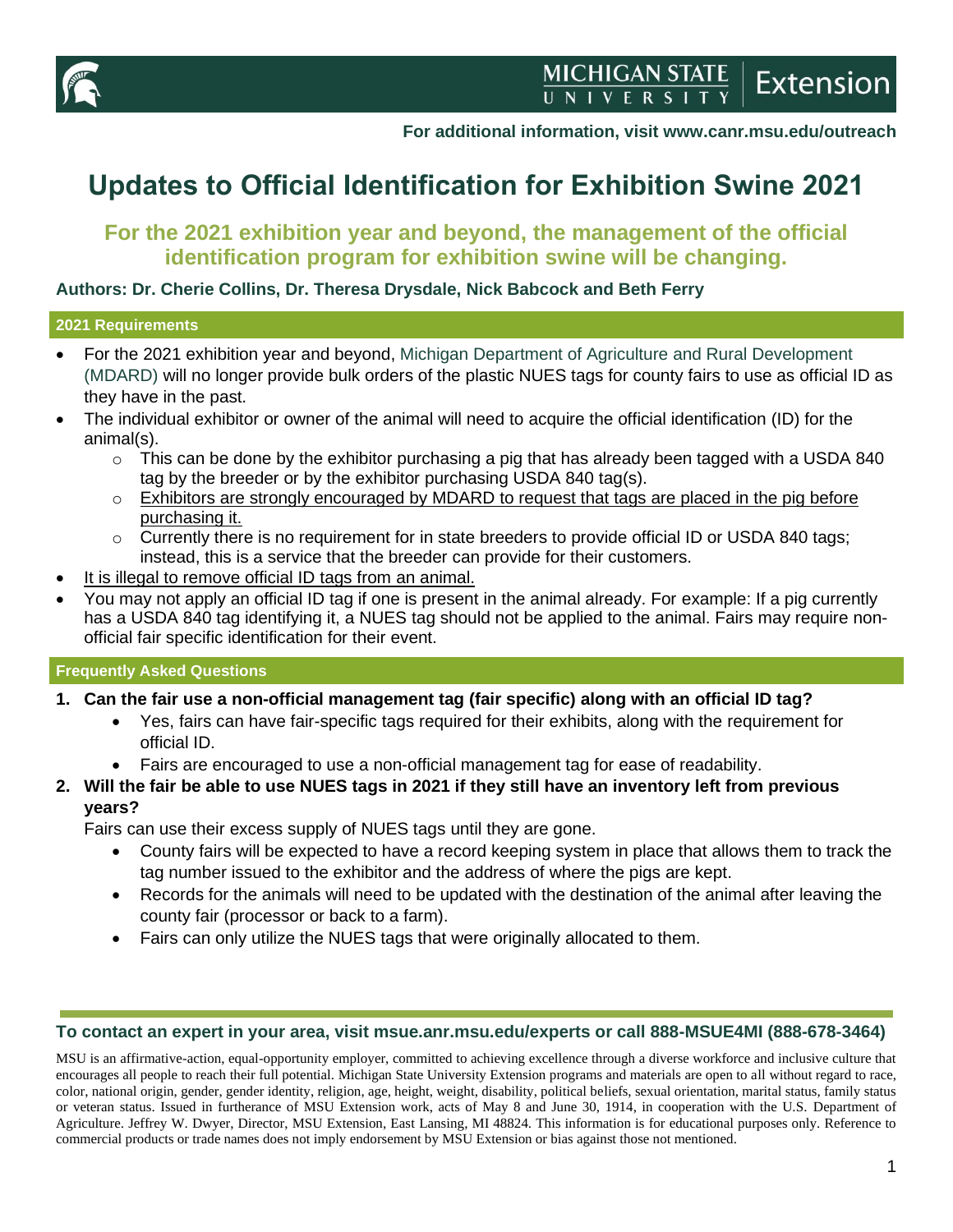**For additional information, visit www.canr.msu.edu/outreach**

# Updates to Official Identification for Exhibition Swine 2021

## For the 2021 exhibition year and beyond, the management of the official identification program for exhibition swine will be changing.

**Authors: Dr. Cherie Collins, Dr. Theresa Drysdale, Nick Babcock and Beth Ferry**

### 2021 Requirements

- For the 2021 exhibition year and beyond, Michigan Department of Agriculture and Rural Development (MDARD) will no longer provide bulk orders of the plastic NUES tags for county fairs to use as official ID as they have in the past.
- The individual exhibitor or owner of the animal will need to acquire the official identification (ID) for the animal(s).
  - This can be done by the exhibitor purchasing a pig that has already been tagged with a USDA 840 tag by the breeder or by the exhibitor purchasing USDA 840 tag(s).
  - <u>Exhibitors are strongly encouraged by MDARD to request that tags are placed in the pig before purchasing it.</u>
  - Currently there is no requirement for in state breeders to provide official ID or USDA 840 tags; instead, this is a service that the breeder can provide for their customers.
- <u>It is illegal to remove official ID tags from an animal.</u>
- You may not apply an official ID tag if one is present in the animal already. For example: If a pig currently has a USDA 840 tag identifying it, a NUES tag should not be applied to the animal. Fairs may require non-official fair specific identification for their event.

### Frequently Asked Questions

1. **Can the fair use a non-official management tag (fair specific) along with an official ID tag?**
   - Yes, fairs can have fair-specific tags required for their exhibits, along with the requirement for official ID.
   - Fairs are encouraged to use a non-official management tag for ease of readability.
2. **Will the fair be able to use NUES tags in 2021 if they still have an inventory left from previous years?**
   Fairs can use their excess supply of NUES tags until they are gone.
   - County fairs will be expected to have a record keeping system in place that allows them to track the tag number issued to the exhibitor and the address of where the pigs are kept.
   - Records for the animals will need to be updated with the destination of the animal after leaving the county fair (processor or back to a farm).
   - Fairs can only utilize the NUES tags that were originally allocated to them.

**To contact an expert in your area, visit msue.anr.msu.edu/experts or call 888-MSUE4MI (888-678-3464)**

MSU is an affirmative-action, equal-opportunity employer, committed to achieving excellence through a diverse workforce and inclusive culture that encourages all people to reach their full potential. Michigan State University Extension programs and materials are open to all without regard to race, color, national origin, gender, gender identity, religion, age, height, weight, disability, political beliefs, sexual orientation, marital status, family status or veteran status. Issued in furtherance of MSU Extension work, acts of May 8 and June 30, 1914, in cooperation with the U.S. Department of Agriculture. Jeffrey W. Dwyer, Director, MSU Extension, East Lansing, MI 48824. This information is for educational purposes only. Reference to commercial products or trade names does not imply endorsement by MSU Extension or bias against those not mentioned.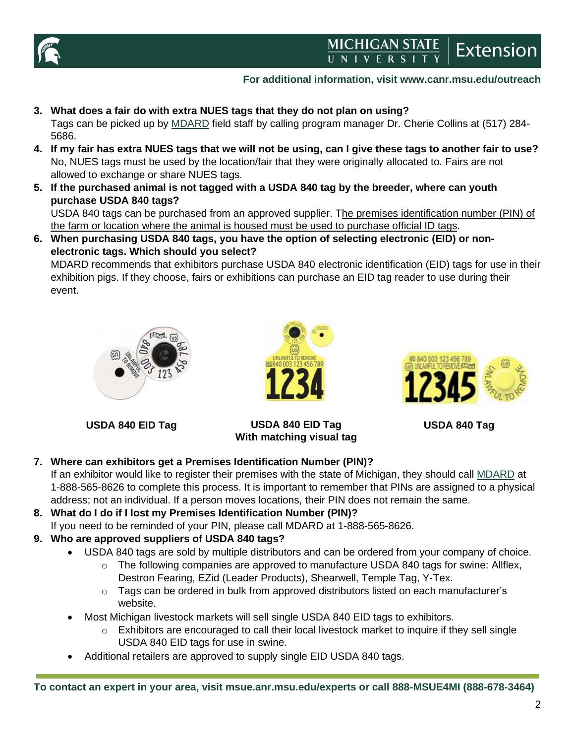3. **What does a fair do with extra NUES tags that they do not plan on using?**
   Tags can be picked up by MDARD field staff by calling program manager Dr. Cherie Collins at (517) 284-5686.
4. **If my fair has extra NUES tags that we will not be using, can I give these tags to another fair to use?**
   No, NUES tags must be used by the location/fair that they were originally allocated to. Fairs are not allowed to exchange or share NUES tags.
5. **If the purchased animal is not tagged with a USDA 840 tag by the breeder, where can youth purchase USDA 840 tags?**
   USDA 840 tags can be purchased from an approved supplier. The premises identification number (PIN) of the farm or location where the animal is housed must be used to purchase official ID tags.
6. **When purchasing USDA 840 tags, you have the option of selecting electronic (EID) or non-electronic tags. Which should you select?**
   MDARD recommends that exhibitors purchase USDA 840 electronic identification (EID) tags for use in their exhibition pigs. If they choose, fairs or exhibitions can purchase an EID tag reader to use during their event.

**USDA 840 EID Tag**

**USDA 840 EID Tag With matching visual tag**

**USDA 840 Tag**

7. **Where can exhibitors get a Premises Identification Number (PIN)?**
   If an exhibitor would like to register their premises with the state of Michigan, they should call MDARD at 1-888-565-8626 to complete this process. It is important to remember that PINs are assigned to a physical address; not an individual. If a person moves locations, their PIN does not remain the same.
8. **What do I do if I lost my Premises Identification Number (PIN)?**
   If you need to be reminded of your PIN, please call MDARD at 1-888-565-8626.
9. **Who are approved suppliers of USDA 840 tags?**
   - USDA 840 tags are sold by multiple distributors and can be ordered from your company of choice.
     - The following companies are approved to manufacture USDA 840 tags for swine: Allflex, Destron Fearing, EZid (Leader Products), Shearwell, Temple Tag, Y-Tex.
     - Tags can be ordered in bulk from approved distributors listed on each manufacturer's website.
   - Most Michigan livestock markets will sell single USDA 840 EID tags to exhibitors.
     - Exhibitors are encouraged to call their local livestock market to inquire if they sell single USDA 840 EID tags for use in swine.
   - Additional retailers are approved to supply single EID USDA 840 tags.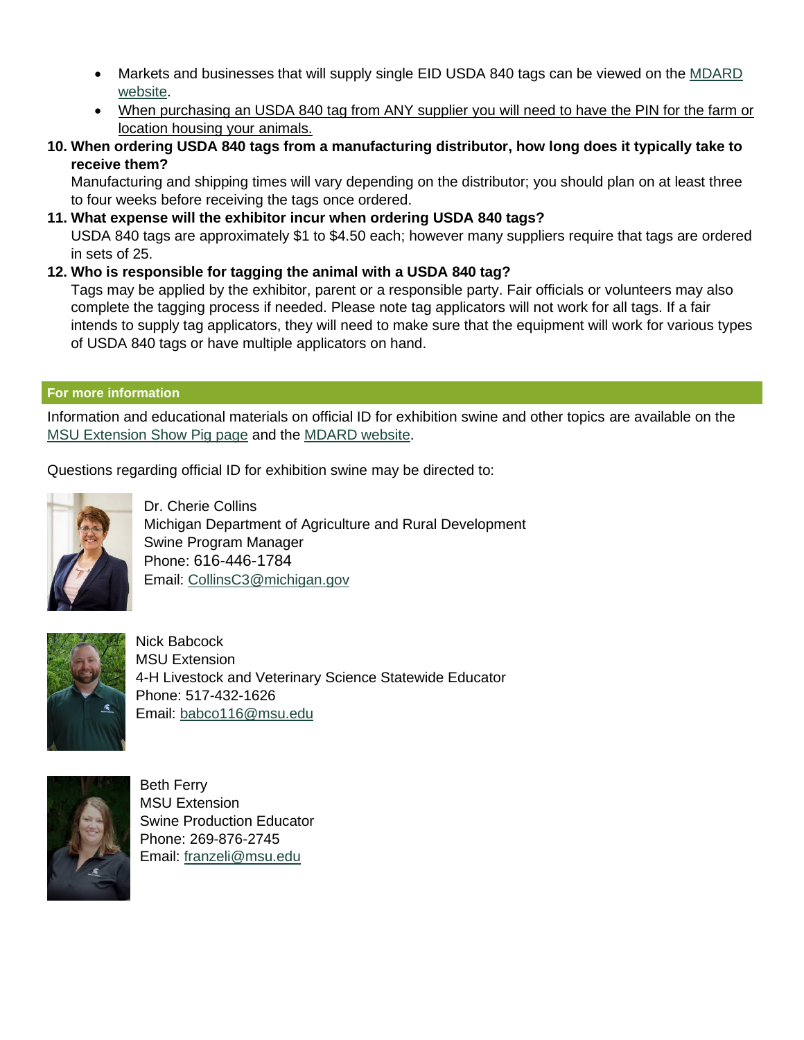- Markets and businesses that will supply single EID USDA 840 tags can be viewed on the MDARD website.
- When purchasing an USDA 840 tag from ANY supplier you will need to have the PIN for the farm or location housing your animals.

10. **When ordering USDA 840 tags from a manufacturing distributor, how long does it typically take to receive them?**
    Manufacturing and shipping times will vary depending on the distributor; you should plan on at least three to four weeks before receiving the tags once ordered.
11. **What expense will the exhibitor incur when ordering USDA 840 tags?**
    USDA 840 tags are approximately $1 to $4.50 each; however many suppliers require that tags are ordered in sets of 25.
12. **Who is responsible for tagging the animal with a USDA 840 tag?**
    Tags may be applied by the exhibitor, parent or a responsible party. Fair officials or volunteers may also complete the tagging process if needed. Please note tag applicators will not work for all tags. If a fair intends to supply tag applicators, they will need to make sure that the equipment will work for various types of USDA 840 tags or have multiple applicators on hand.

## For more information

Information and educational materials on official ID for exhibition swine and other topics are available on the MSU Extension Show Pig page and the MDARD website.

Questions regarding official ID for exhibition swine may be directed to:

Dr. Cherie Collins
Michigan Department of Agriculture and Rural Development
Swine Program Manager
Phone: 616-446-1784
Email: CollinsC3@michigan.gov

Nick Babcock
MSU Extension
4-H Livestock and Veterinary Science Statewide Educator
Phone: 517-432-1626
Email: babco116@msu.edu

Beth Ferry
MSU Extension
Swine Production Educator
Phone: 269-876-2745
Email: franzeli@msu.edu